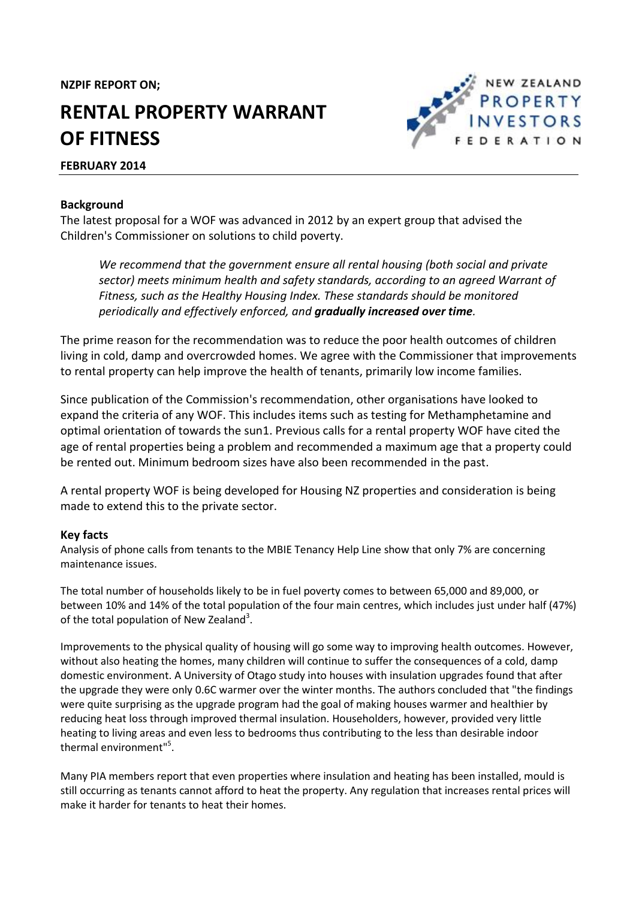**NZPIF REPORT ON;**

# RENTAL PROPERTY WARRANT OF FITNESS

**FEBRUARY 2014**

## Background

The latest proposal for a WOF was advanced in 2012 by an expert group that advised the Children's Commissioner on solutions to child poverty.

> *We recommend that the government ensure all rental housing (both social and private sector) meets minimum health and safety standards, according to an agreed Warrant of Fitness, such as the Healthy Housing Index. These standards should be monitored periodically and effectively enforced, and* ***gradually increased over time****.*

The prime reason for the recommendation was to reduce the poor health outcomes of children living in cold, damp and overcrowded homes. We agree with the Commissioner that improvements to rental property can help improve the health of tenants, primarily low income families.

Since publication of the Commission's recommendation, other organisations have looked to expand the criteria of any WOF. This includes items such as testing for Methamphetamine and optimal orientation of towards the sun1. Previous calls for a rental property WOF have cited the age of rental properties being a problem and recommended a maximum age that a property could be rented out. Minimum bedroom sizes have also been recommended in the past.

A rental property WOF is being developed for Housing NZ properties and consideration is being made to extend this to the private sector.

## Key facts

Analysis of phone calls from tenants to the MBIE Tenancy Help Line show that only 7% are concerning maintenance issues.

The total number of households likely to be in fuel poverty comes to between 65,000 and 89,000, or between 10% and 14% of the total population of the four main centres, which includes just under half (47%) of the total population of New Zealand[3].

Improvements to the physical quality of housing will go some way to improving health outcomes. However, without also heating the homes, many children will continue to suffer the consequences of a cold, damp domestic environment. A University of Otago study into houses with insulation upgrades found that after the upgrade they were only 0.6C warmer over the winter months. The authors concluded that "the findings were quite surprising as the upgrade program had the goal of making houses warmer and healthier by reducing heat loss through improved thermal insulation. Householders, however, provided very little heating to living areas and even less to bedrooms thus contributing to the less than desirable indoor thermal environment"[5].

Many PIA members report that even properties where insulation and heating has been installed, mould is still occurring as tenants cannot afford to heat the property. Any regulation that increases rental prices will make it harder for tenants to heat their homes.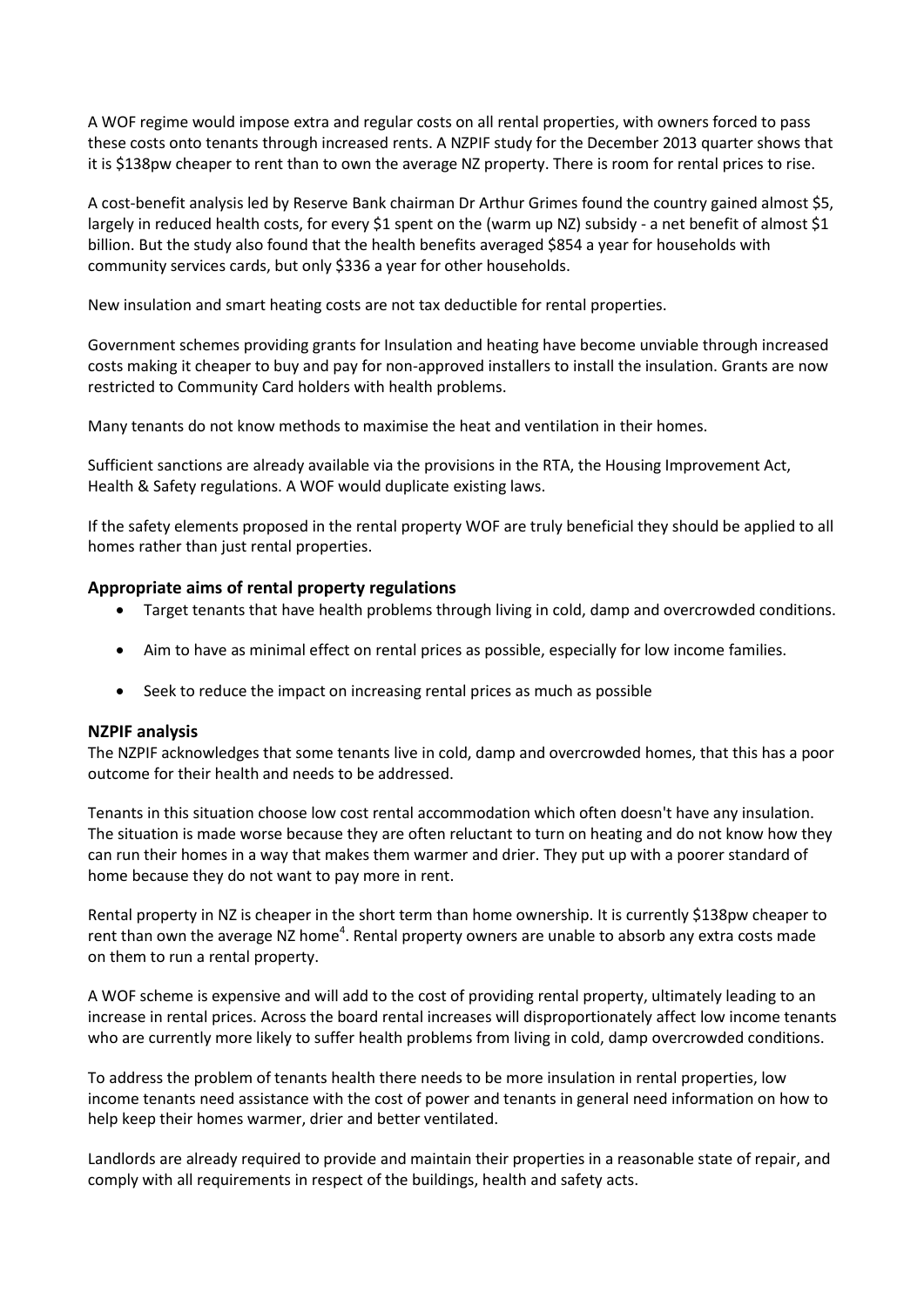A WOF regime would impose extra and regular costs on all rental properties, with owners forced to pass these costs onto tenants through increased rents. A NZPIF study for the December 2013 quarter shows that it is $138pw cheaper to rent than to own the average NZ property. There is room for rental prices to rise.

A cost-benefit analysis led by Reserve Bank chairman Dr Arthur Grimes found the country gained almost $5, largely in reduced health costs, for every $1 spent on the (warm up NZ) subsidy - a net benefit of almost $1 billion. But the study also found that the health benefits averaged $854 a year for households with community services cards, but only $336 a year for other households.

New insulation and smart heating costs are not tax deductible for rental properties.

Government schemes providing grants for Insulation and heating have become unviable through increased costs making it cheaper to buy and pay for non-approved installers to install the insulation. Grants are now restricted to Community Card holders with health problems.

Many tenants do not know methods to maximise the heat and ventilation in their homes.

Sufficient sanctions are already available via the provisions in the RTA, the Housing Improvement Act, Health & Safety regulations. A WOF would duplicate existing laws.

If the safety elements proposed in the rental property WOF are truly beneficial they should be applied to all homes rather than just rental properties.

### Appropriate aims of rental property regulations

- Target tenants that have health problems through living in cold, damp and overcrowded conditions.
- Aim to have as minimal effect on rental prices as possible, especially for low income families.
- Seek to reduce the impact on increasing rental prices as much as possible

### NZPIF analysis

The NZPIF acknowledges that some tenants live in cold, damp and overcrowded homes, that this has a poor outcome for their health and needs to be addressed.

Tenants in this situation choose low cost rental accommodation which often doesn't have any insulation. The situation is made worse because they are often reluctant to turn on heating and do not know how they can run their homes in a way that makes them warmer and drier. They put up with a poorer standard of home because they do not want to pay more in rent.

Rental property in NZ is cheaper in the short term than home ownership. It is currently $138pw cheaper to rent than own the average NZ home[4]. Rental property owners are unable to absorb any extra costs made on them to run a rental property.

A WOF scheme is expensive and will add to the cost of providing rental property, ultimately leading to an increase in rental prices. Across the board rental increases will disproportionately affect low income tenants who are currently more likely to suffer health problems from living in cold, damp overcrowded conditions.

To address the problem of tenants health there needs to be more insulation in rental properties, low income tenants need assistance with the cost of power and tenants in general need information on how to help keep their homes warmer, drier and better ventilated.

Landlords are already required to provide and maintain their properties in a reasonable state of repair, and comply with all requirements in respect of the buildings, health and safety acts.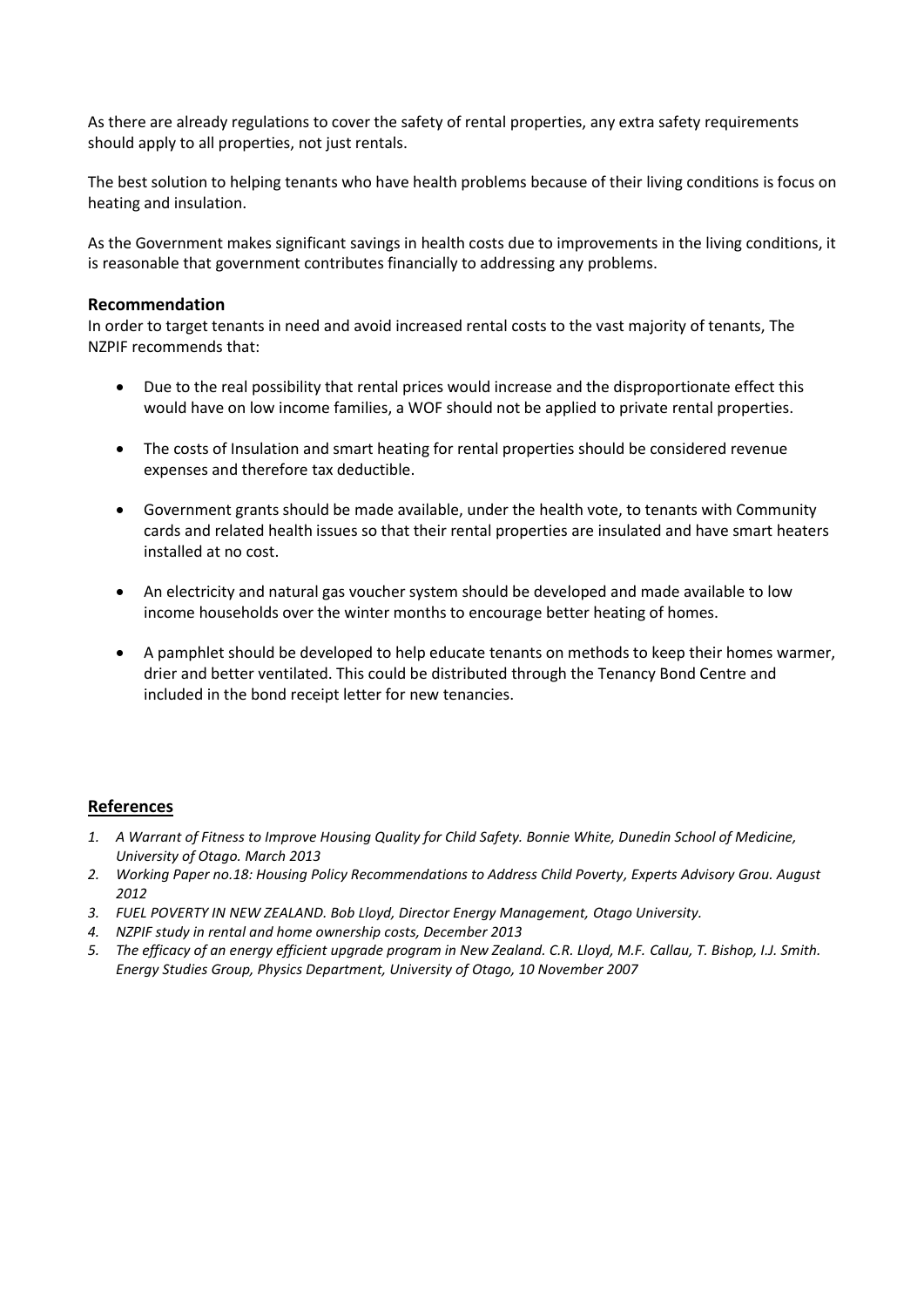As there are already regulations to cover the safety of rental properties, any extra safety requirements should apply to all properties, not just rentals.

The best solution to helping tenants who have health problems because of their living conditions is focus on heating and insulation.

As the Government makes significant savings in health costs due to improvements in the living conditions, it is reasonable that government contributes financially to addressing any problems.

### Recommendation

In order to target tenants in need and avoid increased rental costs to the vast majority of tenants, The NZPIF recommends that:

- Due to the real possibility that rental prices would increase and the disproportionate effect this would have on low income families, a WOF should not be applied to private rental properties.
- The costs of Insulation and smart heating for rental properties should be considered revenue expenses and therefore tax deductible.
- Government grants should be made available, under the health vote, to tenants with Community cards and related health issues so that their rental properties are insulated and have smart heaters installed at no cost.
- An electricity and natural gas voucher system should be developed and made available to low income households over the winter months to encourage better heating of homes.
- A pamphlet should be developed to help educate tenants on methods to keep their homes warmer, drier and better ventilated. This could be distributed through the Tenancy Bond Centre and included in the bond receipt letter for new tenancies.

## References

1. *A Warrant of Fitness to Improve Housing Quality for Child Safety. Bonnie White, Dunedin School of Medicine, University of Otago. March 2013*
2. *Working Paper no.18: Housing Policy Recommendations to Address Child Poverty, Experts Advisory Grou. August 2012*
3. *FUEL POVERTY IN NEW ZEALAND. Bob Lloyd, Director Energy Management, Otago University.*
4. *NZPIF study in rental and home ownership costs, December 2013*
5. *The efficacy of an energy efficient upgrade program in New Zealand. C.R. Lloyd, M.F. Callau, T. Bishop, I.J. Smith. Energy Studies Group, Physics Department, University of Otago, 10 November 2007*